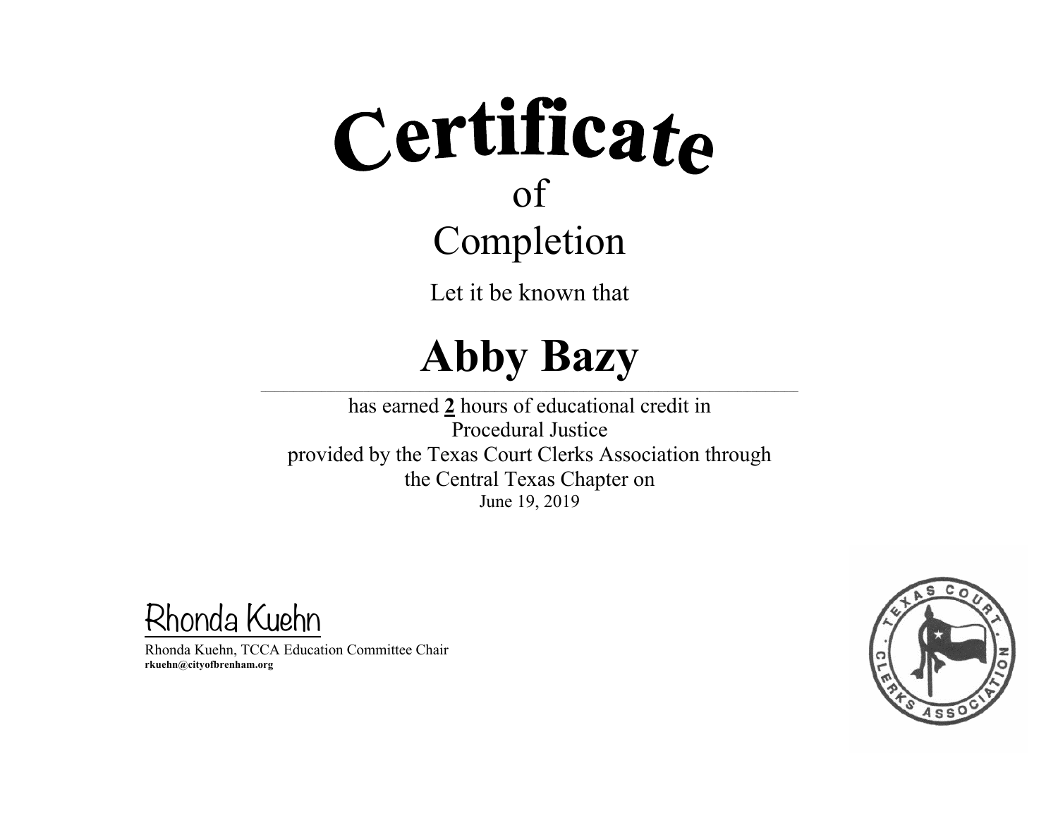# Certificate

of

## Completion

Let it be known that

# Abby Bazy

has earned **2** hours of educational credit in
Procedural Justice
provided by the Texas Court Clerks Association through
the Central Texas Chapter on
June 19, 2019

Rhonda Kuehn

Rhonda Kuehn, TCCA Education Committee Chair
**rkuehn@cityofbrenham.org**

TEXAS COURT CLERKS ASSOCIATION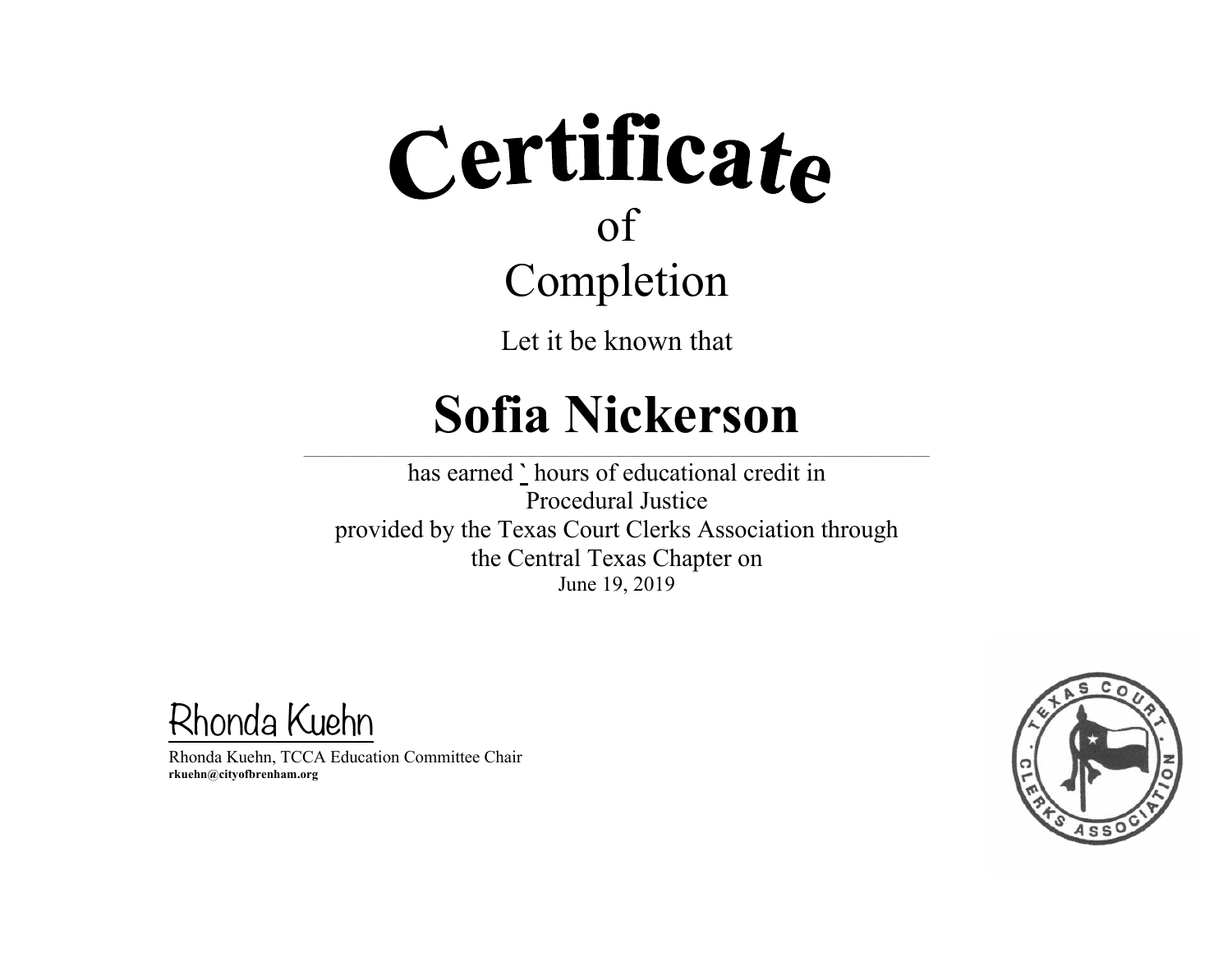# Certificate

of

## Completion

Let it be known that

# Sofia Nickerson

---

has earned ` hours of educational credit in
Procedural Justice
provided by the Texas Court Clerks Association through
the Central Texas Chapter on
June 19, 2019

Rhonda Kuehn

Rhonda Kuehn, TCCA Education Committee Chair
**rkuehn@cityofbrenham.org**

TEXAS COURT · CLERKS ASSOCIATION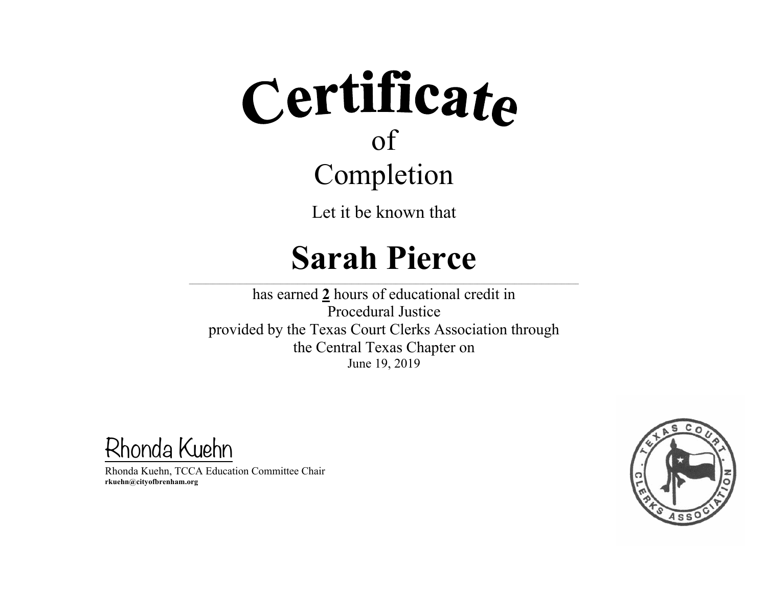# Certificate
## of
## Completion

Let it be known that

# Sarah Pierce

---

has earned **2** hours of educational credit in
Procedural Justice
provided by the Texas Court Clerks Association through
the Central Texas Chapter on
June 19, 2019

Rhonda Kuehn

Rhonda Kuehn, TCCA Education Committee Chair
**rkuehn@cityofbrenham.org**

TEXAS COURT CLERKS ASSOCIATION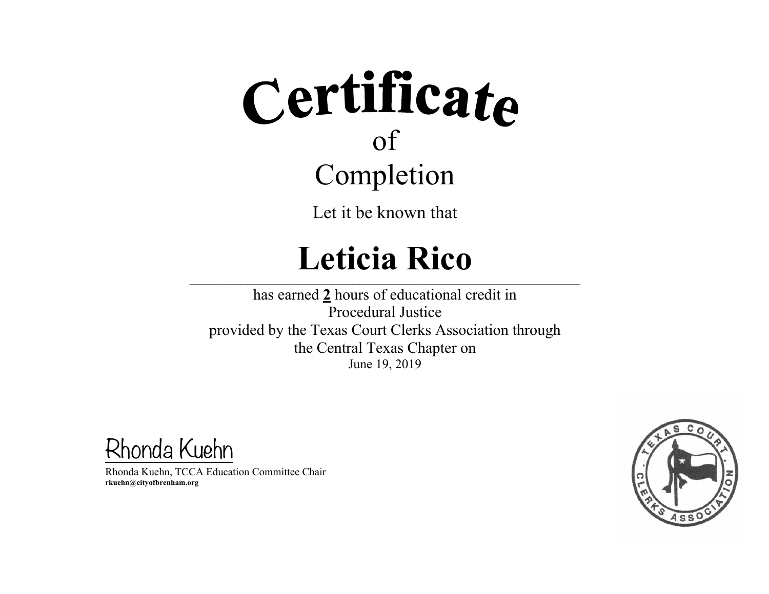# Certificate

of

Completion

Let it be known that

# Leticia Rico

---

has earned **2** hours of educational credit in
Procedural Justice
provided by the Texas Court Clerks Association through
the Central Texas Chapter on
June 19, 2019

Rhonda Kuehn

Rhonda Kuehn, TCCA Education Committee Chair
**rkuehn@cityofbrenham.org**

TEXAS COURT · CLERKS ASSOCIATION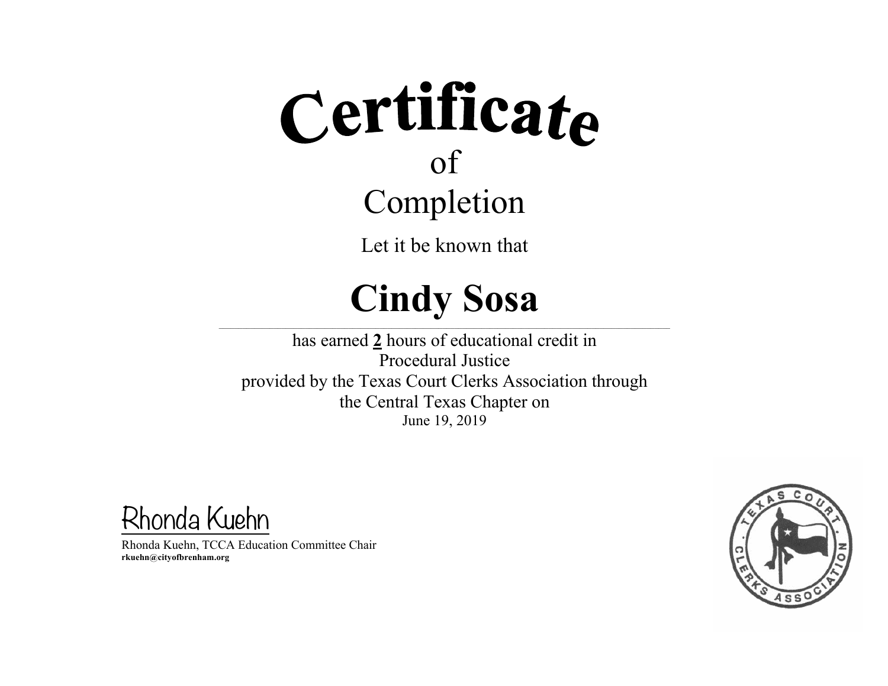# Certificate

of

Completion

Let it be known that

## Cindy Sosa

has earned **2** hours of educational credit in
Procedural Justice
provided by the Texas Court Clerks Association through
the Central Texas Chapter on
June 19, 2019

Rhonda Kuehn

Rhonda Kuehn, TCCA Education Committee Chair
**rkuehn@cityofbrenham.org**

TEXAS COURT · CLERKS ASSOCIATION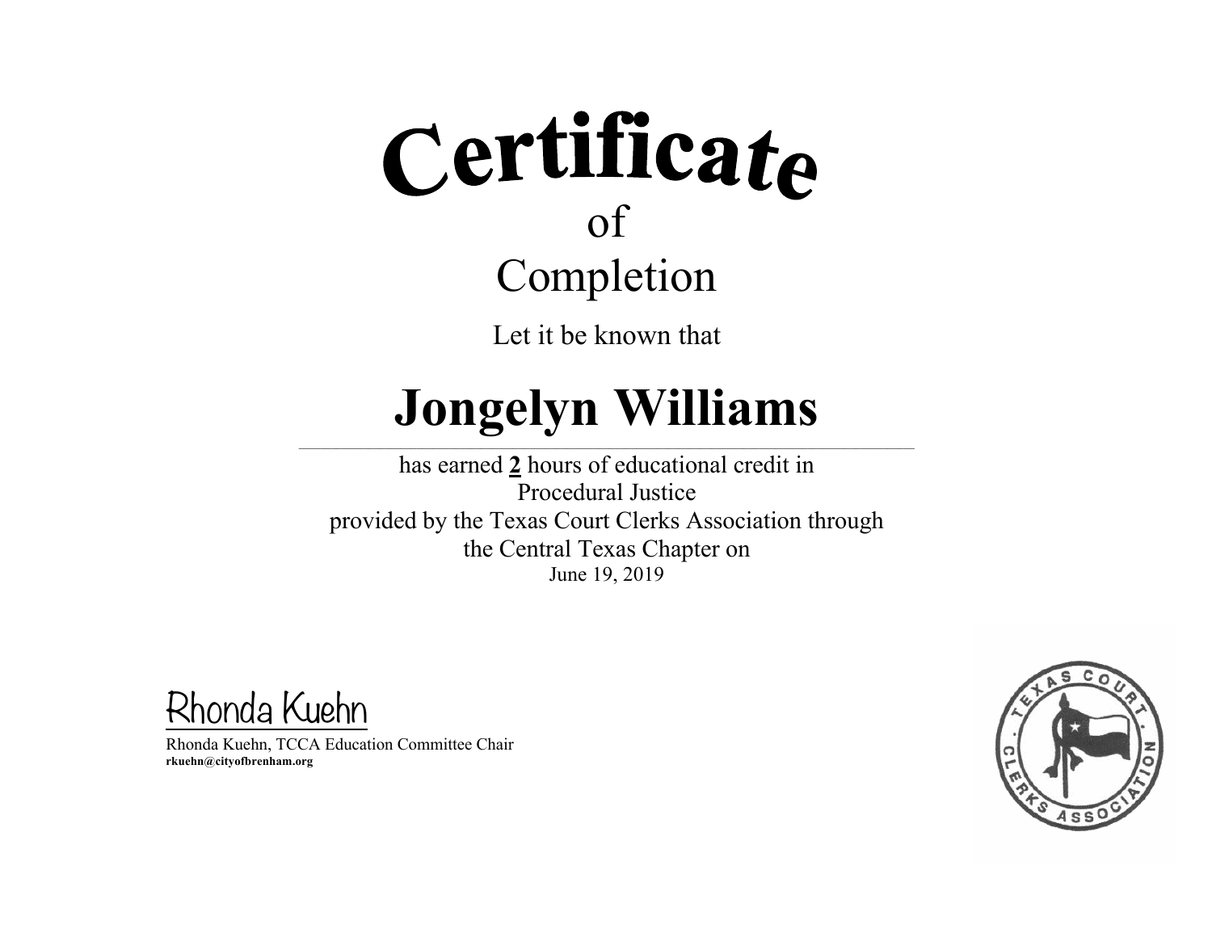# Certificate

## of

## Completion

Let it be known that

# Jongelyn Williams

has earned **2** hours of educational credit in
Procedural Justice
provided by the Texas Court Clerks Association through
the Central Texas Chapter on
June 19, 2019

Rhonda Kuehn

Rhonda Kuehn, TCCA Education Committee Chair
**rkuehn@cityofbrenham.org**

TEXAS COURT · CLERKS ASSOCIATION